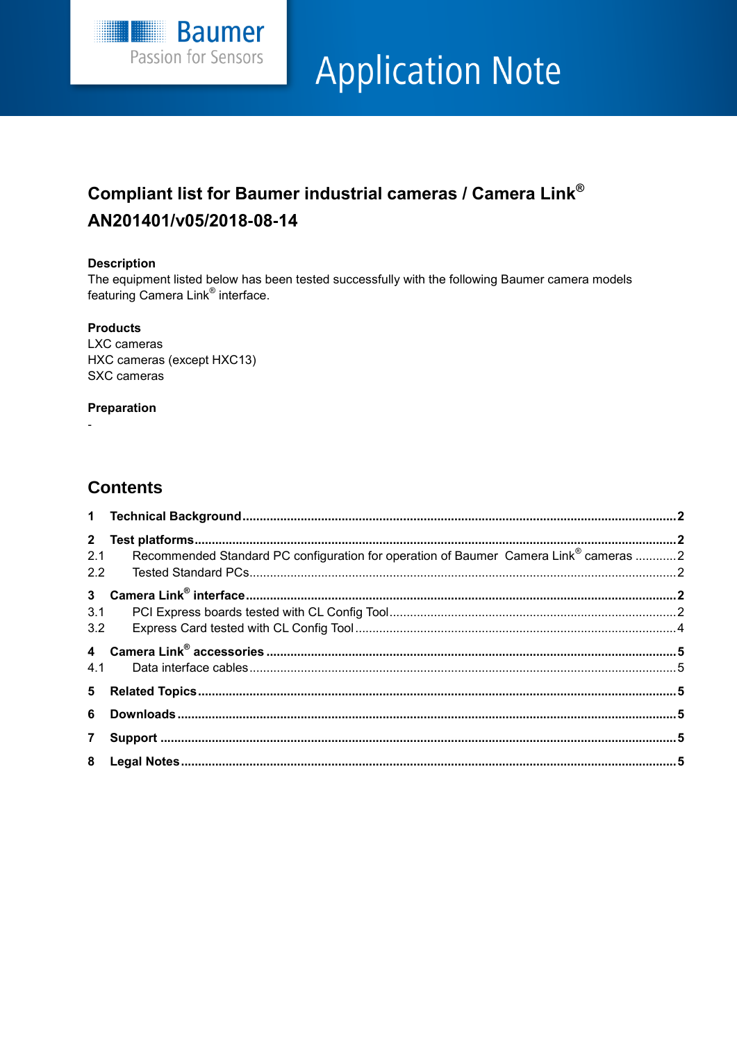# Application Note

## Compliant list for Baumer industrial cameras / Camera Link®
## AN201401/v05/2018-08-14

**Description**
The equipment listed below has been tested successfully with the following Baumer camera models featuring Camera Link® interface.

**Products**
LXC cameras
HXC cameras (except HXC13)
SXC cameras

**Preparation**
-

## Contents

**1 Technical Background** .......... 2

**2 Test platforms** .......... 2
2.1 Recommended Standard PC configuration for operation of Baumer Camera Link® cameras .......... 2
2.2 Tested Standard PCs .......... 2

**3 Camera Link® interface** .......... 2
3.1 PCI Express boards tested with CL Config Tool .......... 2
3.2 Express Card tested with CL Config Tool .......... 4

**4 Camera Link® accessories** .......... 5
4.1 Data interface cables .......... 5

**5 Related Topics** .......... 5

**6 Downloads** .......... 5

**7 Support** .......... 5

**8 Legal Notes** .......... 5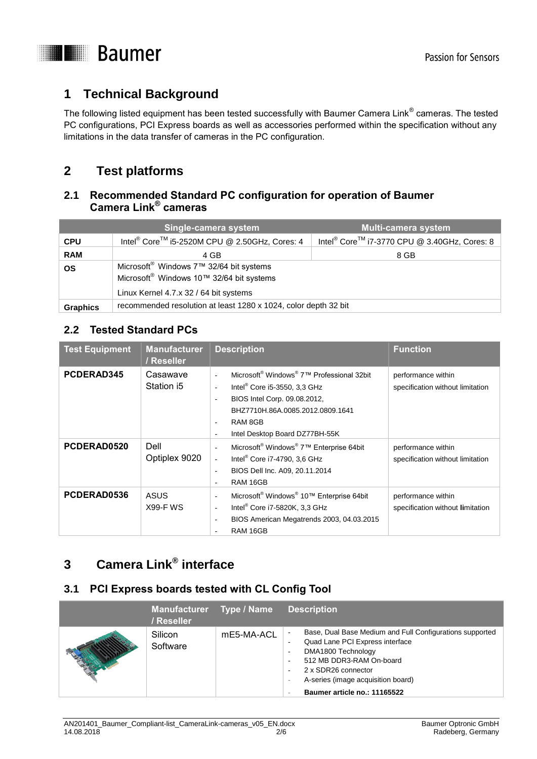# 1 Technical Background

The following listed equipment has been tested successfully with Baumer Camera Link® cameras. The tested PC configurations, PCI Express boards as well as accessories performed within the specification without any limitations in the data transfer of cameras in the PC configuration.

# 2 Test platforms

## 2.1 Recommended Standard PC configuration for operation of Baumer Camera Link® cameras

| | Single-camera system | Multi-camera system |
|---|---|---|
| **CPU** | Intel® Core™ i5-2520M CPU @ 2.50GHz, Cores: 4 | Intel® Core™ i7-3770 CPU @ 3.40GHz, Cores: 8 |
| **RAM** | 4 GB | 8 GB |
| **OS** | Microsoft® Windows 7™ 32/64 bit systems<br>Microsoft® Windows 10™ 32/64 bit systems<br>Linux Kernel 4.7.x 32 / 64 bit systems | |
| **Graphics** | recommended resolution at least 1280 x 1024, color depth 32 bit | |

## 2.2 Tested Standard PCs

| Test Equipment | Manufacturer / Reseller | Description | Function |
|---|---|---|---|
| **PCDERAD345** | Casawave Station i5 | - Microsoft® Windows® 7™ Professional 32bit<br>- Intel® Core i5-3550, 3,3 GHz<br>- BIOS Intel Corp. 09.08.2012, BHZ7710H.86A.0085.2012.0809.1641<br>- RAM 8GB<br>- Intel Desktop Board DZ77BH-55K | performance within specification without limitation |
| **PCDERAD0520** | Dell Optiplex 9020 | - Microsoft® Windows® 7™ Enterprise 64bit<br>- Intel® Core i7-4790, 3,6 GHz<br>- BIOS Dell Inc. A09, 20.11.2014<br>- RAM 16GB | performance within specification without limitation |
| **PCDERAD0536** | ASUS X99-F WS | - Microsoft® Windows® 10™ Enterprise 64bit<br>- Intel® Core i7-5820K, 3,3 GHz<br>- BIOS American Megatrends 2003, 04.03.2015<br>- RAM 16GB | performance within specification without limitation |

# 3 Camera Link® interface

## 3.1 PCI Express boards tested with CL Config Tool

| | Manufacturer / Reseller | Type / Name | Description |
|---|---|---|---|
| | Silicon Software | mE5-MA-ACL | - Base, Dual Base Medium and Full Configurations supported<br>- Quad Lane PCI Express interface<br>- DMA1800 Technology<br>- 512 MB DDR3-RAM On-board<br>- 2 x SDR26 connector<br>- A-series (image acquisition board)<br>- **Baumer article no.: 11165522** |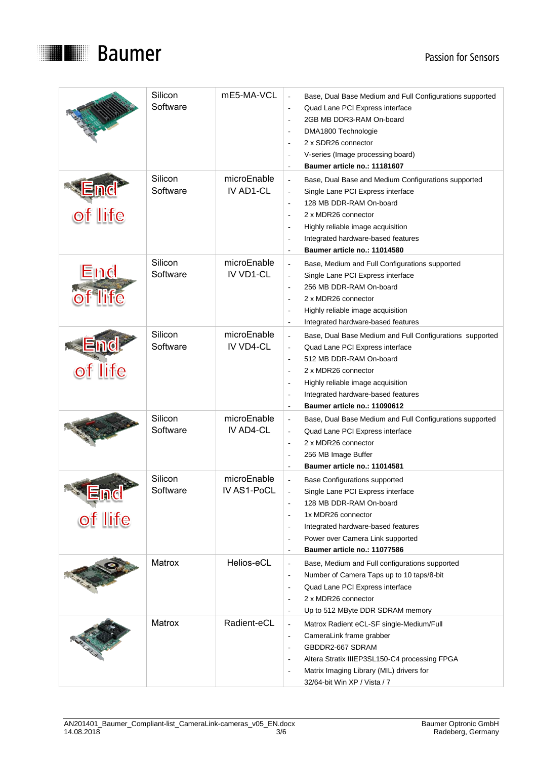| | | | |
|---|---|---|---|
| | Silicon Software | mE5-MA-VCL | - Base, Dual Base Medium and Full Configurations supported<br>- Quad Lane PCI Express interface<br>- 2GB MB DDR3-RAM On-board<br>- DMA1800 Technologie<br>- 2 x SDR26 connector<br>- V-series (Image processing board)<br>- **Baumer article no.: 11181607** |
| End of life | Silicon Software | microEnable IV AD1-CL | - Base, Dual Base and Medium Configurations supported<br>- Single Lane PCI Express interface<br>- 128 MB DDR-RAM On-board<br>- 2 x MDR26 connector<br>- Highly reliable image acquisition<br>- Integrated hardware-based features<br>- **Baumer article no.: 11014580** |
| End of life | Silicon Software | microEnable IV VD1-CL | - Base, Medium and Full Configurations supported<br>- Single Lane PCI Express interface<br>- 256 MB DDR-RAM On-board<br>- 2 x MDR26 connector<br>- Highly reliable image acquisition<br>- Integrated hardware-based features |
| End of life | Silicon Software | microEnable IV VD4-CL | - Base, Dual Base Medium and Full Configurations supported<br>- Quad Lane PCI Express interface<br>- 512 MB DDR-RAM On-board<br>- 2 x MDR26 connector<br>- Highly reliable image acquisition<br>- Integrated hardware-based features<br>- **Baumer article no.: 11090612** |
| | Silicon Software | microEnable IV AD4-CL | - Base, Dual Base Medium and Full Configurations supported<br>- Quad Lane PCI Express interface<br>- 2 x MDR26 connector<br>- 256 MB Image Buffer<br>- **Baumer article no.: 11014581** |
| End of life | Silicon Software | microEnable IV AS1-PoCL | - Base Configurations supported<br>- Single Lane PCI Express interface<br>- 128 MB DDR-RAM On-board<br>- 1x MDR26 connector<br>- Integrated hardware-based features<br>- Power over Camera Link supported<br>- **Baumer article no.: 11077586** |
| | Matrox | Helios-eCL | - Base, Medium and Full configurations supported<br>- Number of Camera Taps up to 10 taps/8-bit<br>- Quad Lane PCI Express interface<br>- 2 x MDR26 connector<br>- Up to 512 MByte DDR SDRAM memory |
| | Matrox | Radient-eCL | - Matrox Radient eCL-SF single-Medium/Full CameraLink frame grabber<br>- GBDDR2-667 SDRAM<br>- Altera Stratix IIIEP3SL150-C4 processing FPGA<br>- Matrix Imaging Library (MIL) drivers for 32/64-bit Win XP / Vista / 7 |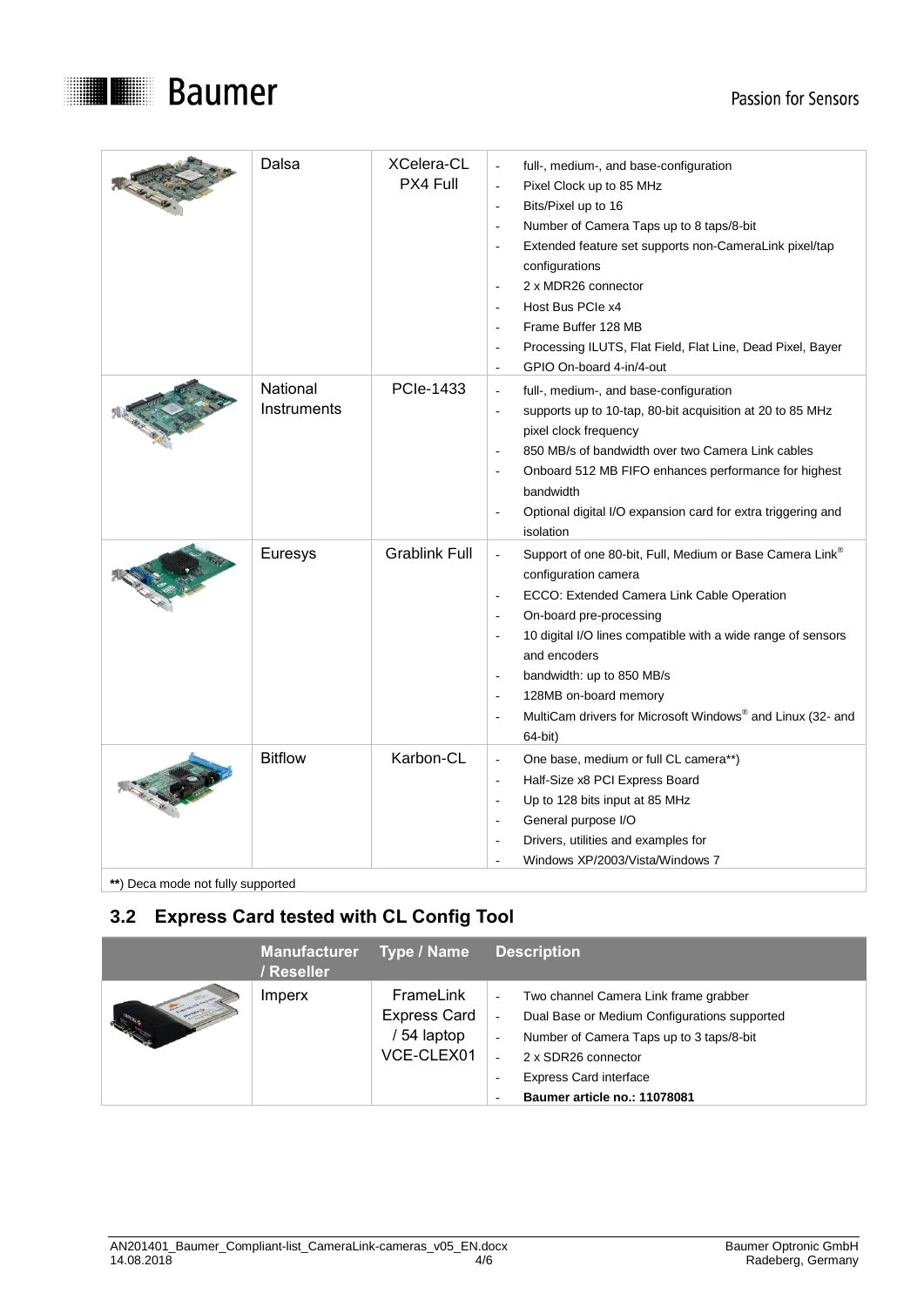| | Manufacturer / Reseller | Type / Name | Description |
|---|---|---|---|
| | Dalsa | XCelera-CL PX4 Full | - full-, medium-, and base-configuration<br>- Pixel Clock up to 85 MHz<br>- Bits/Pixel up to 16<br>- Number of Camera Taps up to 8 taps/8-bit<br>- Extended feature set supports non-CameraLink pixel/tap configurations<br>- 2 x MDR26 connector<br>- Host Bus PCIe x4<br>- Frame Buffer 128 MB<br>- Processing ILUTS, Flat Field, Flat Line, Dead Pixel, Bayer<br>- GPIO On-board 4-in/4-out |
| | National Instruments | PCIe-1433 | - full-, medium-, and base-configuration<br>- supports up to 10-tap, 80-bit acquisition at 20 to 85 MHz pixel clock frequency<br>- 850 MB/s of bandwidth over two Camera Link cables<br>- Onboard 512 MB FIFO enhances performance for highest bandwidth<br>- Optional digital I/O expansion card for extra triggering and isolation |
| | Euresys | Grablink Full | - Support of one 80-bit, Full, Medium or Base Camera Link® configuration camera<br>- ECCO: Extended Camera Link Cable Operation<br>- On-board pre-processing<br>- 10 digital I/O lines compatible with a wide range of sensors and encoders<br>- bandwidth: up to 850 MB/s<br>- 128MB on-board memory<br>- MultiCam drivers for Microsoft Windows® and Linux (32- and 64-bit) |
| | Bitflow | Karbon-CL | - One base, medium or full CL camera**)<br>- Half-Size x8 PCI Express Board<br>- Up to 128 bits input at 85 MHz<br>- General purpose I/O<br>- Drivers, utilities and examples for<br>- Windows XP/2003/Vista/Windows 7 |

**) Deca mode not fully supported

## 3.2 Express Card tested with CL Config Tool

| | Manufacturer / Reseller | Type / Name | Description |
|---|---|---|---|
| | Imperx | FrameLink Express Card / 54 laptop VCE-CLEX01 | - Two channel Camera Link frame grabber<br>- Dual Base or Medium Configurations supported<br>- Number of Camera Taps up to 3 taps/8-bit<br>- 2 x SDR26 connector<br>- Express Card interface<br>- **Baumer article no.: 11078081** |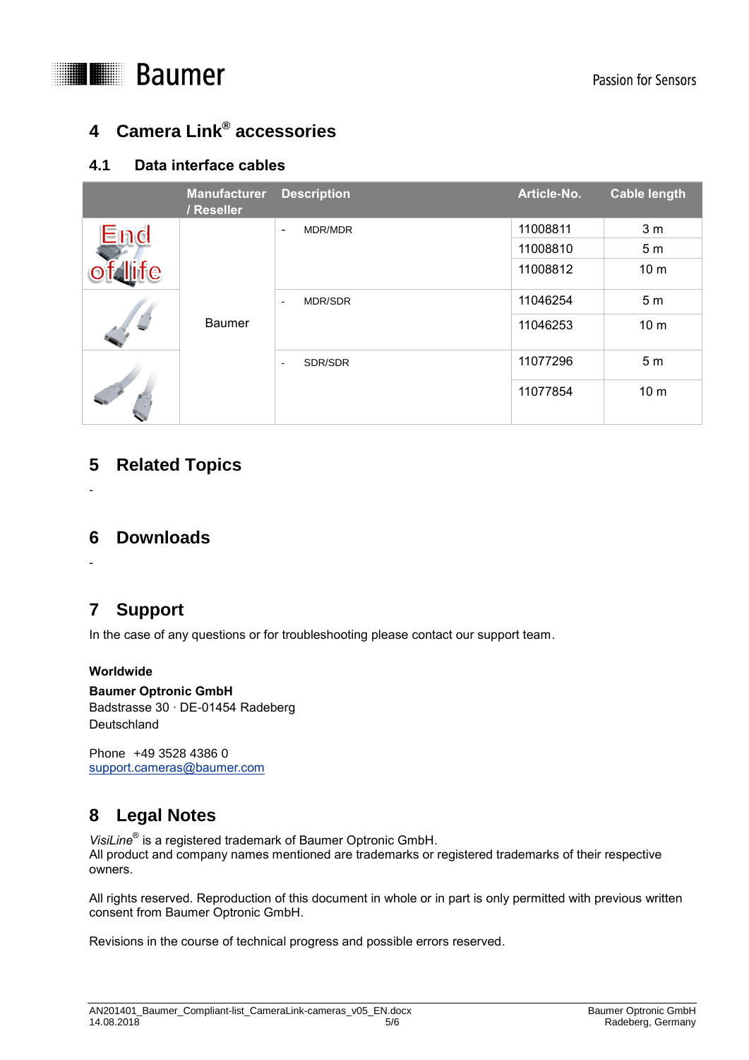# 4 Camera Link® accessories

## 4.1 Data interface cables

| | Manufacturer / Reseller | Description | Article-No. | Cable length |
|---|---|---|---|---|
| End of life | Baumer | - MDR/MDR | 11008811 | 3 m |
| | | | 11008810 | 5 m |
| | | | 11008812 | 10 m |
| | | - MDR/SDR | 11046254 | 5 m |
| | | | 11046253 | 10 m |
| | | - SDR/SDR | 11077296 | 5 m |
| | | | 11077854 | 10 m |

# 5 Related Topics

-

# 6 Downloads

-

# 7 Support

In the case of any questions or for troubleshooting please contact our support team.

**Worldwide**

**Baumer Optronic GmbH**
Badstrasse 30 · DE-01454 Radeberg
Deutschland

Phone +49 3528 4386 0
support.cameras@baumer.com

# 8 Legal Notes

*VisiLine®* is a registered trademark of Baumer Optronic GmbH.
All product and company names mentioned are trademarks or registered trademarks of their respective owners.

All rights reserved. Reproduction of this document in whole or in part is only permitted with previous written consent from Baumer Optronic GmbH.

Revisions in the course of technical progress and possible errors reserved.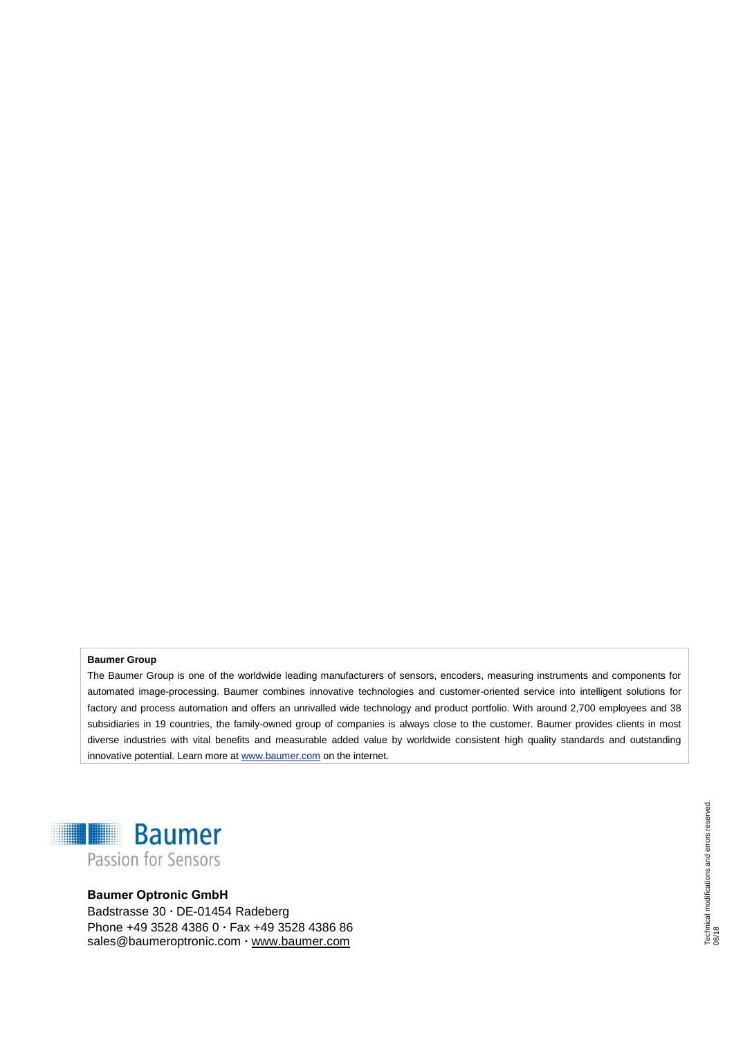**Baumer Group**

The Baumer Group is one of the worldwide leading manufacturers of sensors, encoders, measuring instruments and components for automated image-processing. Baumer combines innovative technologies and customer-oriented service into intelligent solutions for factory and process automation and offers an unrivalled wide technology and product portfolio. With around 2,700 employees and 38 subsidiaries in 19 countries, the family-owned group of companies is always close to the customer. Baumer provides clients in most diverse industries with vital benefits and measurable added value by worldwide consistent high quality standards and outstanding innovative potential. Learn more at www.baumer.com on the internet.

Baumer

Passion for Sensors

**Baumer Optronic GmbH**

Badstrasse 30 · DE-01454 Radeberg

Phone +49 3528 4386 0 · Fax +49 3528 4386 86

sales@baumeroptronic.com · www.baumer.com

Technical modifications and errors reserved.
08/18